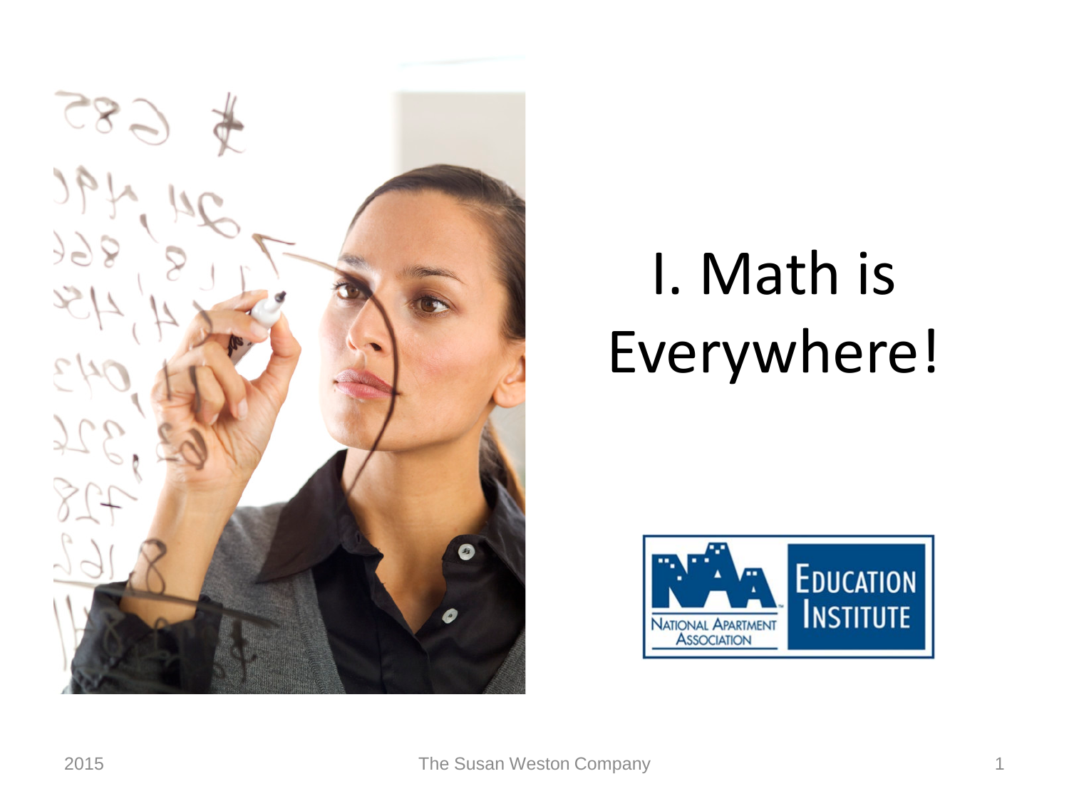# I. Math is Everywhere!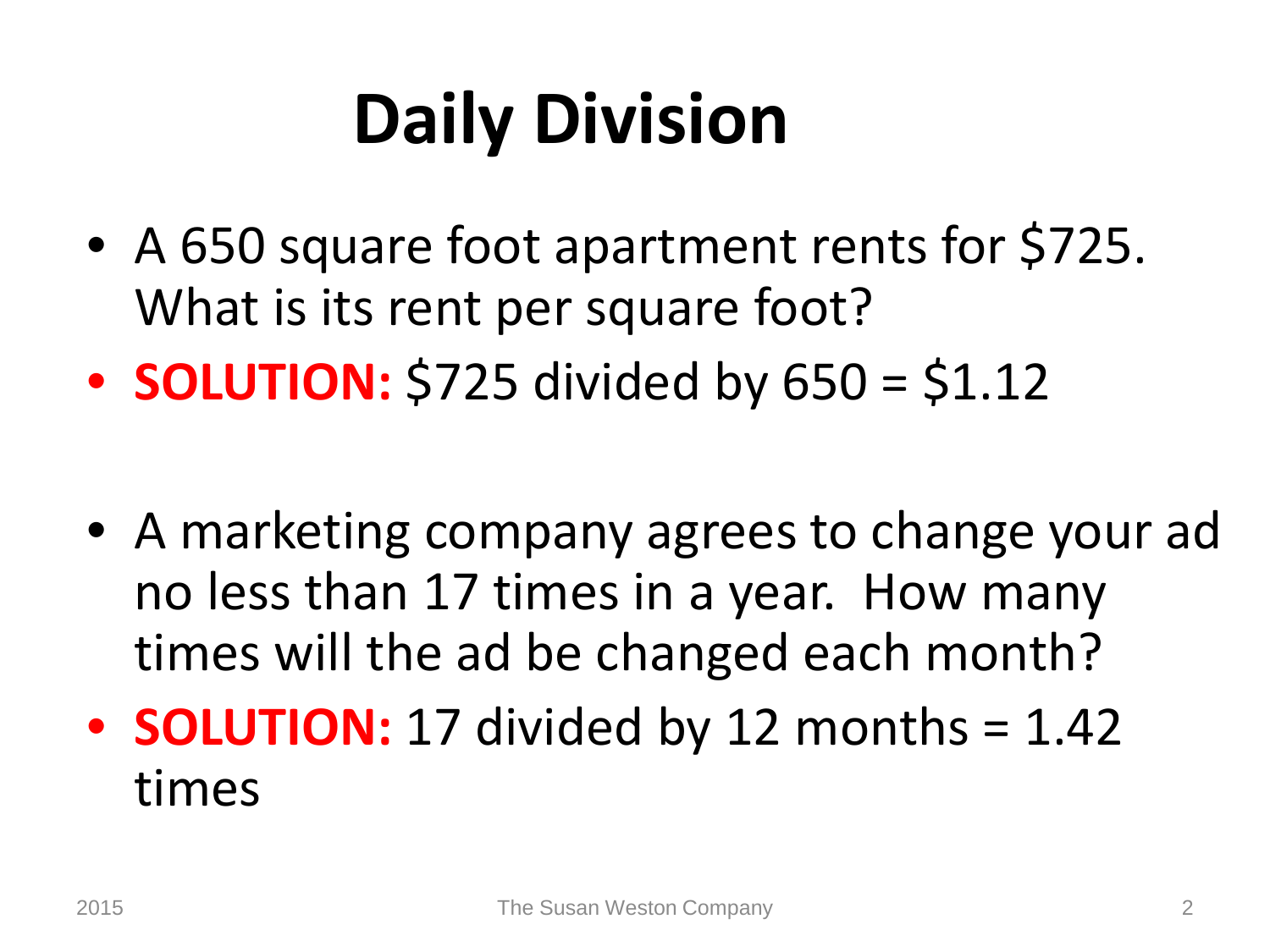# Daily Division

- A 650 square foot apartment rents for $725. What is its rent per square foot?
- **SOLUTION:** $725 divided by 650 = $1.12

- A marketing company agrees to change your ad no less than 17 times in a year. How many times will the ad be changed each month?
- **SOLUTION:** 17 divided by 12 months = 1.42 times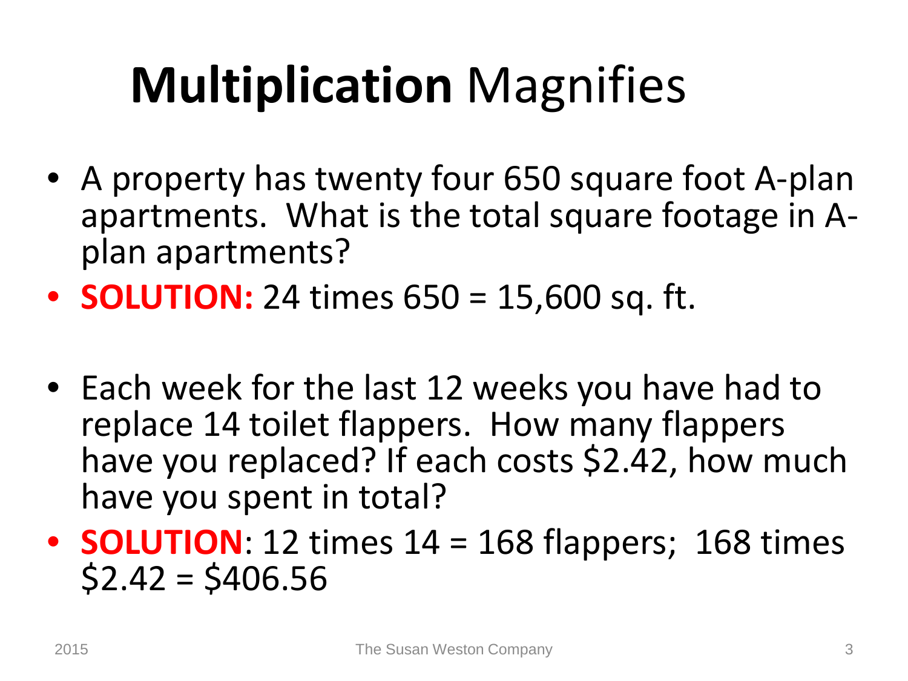# **Multiplication** Magnifies

- A property has twenty four 650 square foot A-plan apartments. What is the total square footage in A-plan apartments?
- **SOLUTION:** 24 times 650 = 15,600 sq. ft.

- Each week for the last 12 weeks you have had to replace 14 toilet flappers. How many flappers have you replaced? If each costs $2.42, how much have you spent in total?
- **SOLUTION**: 12 times 14 = 168 flappers; 168 times $2.42 = $406.56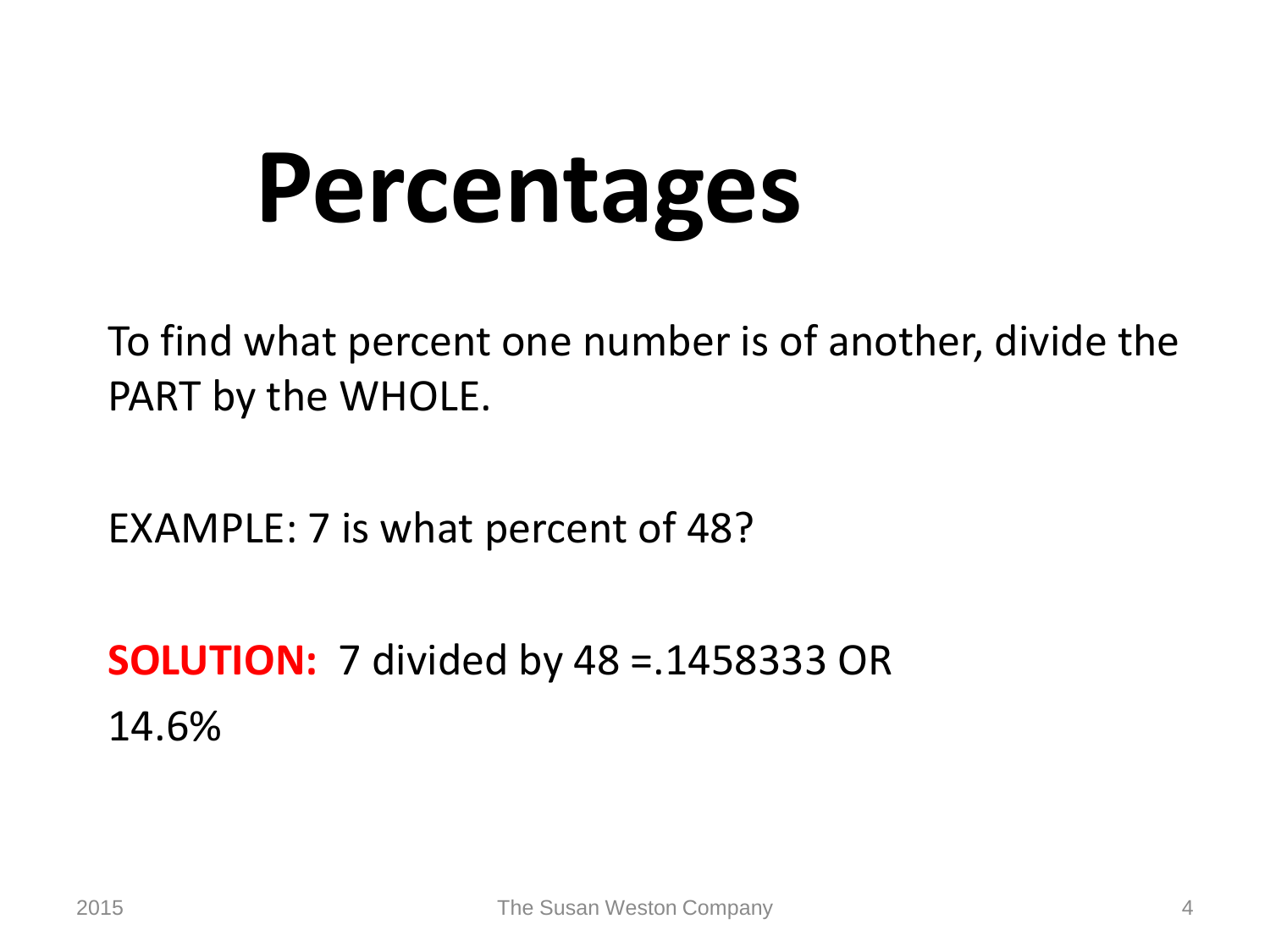# Percentages

To find what percent one number is of another, divide the PART by the WHOLE.

EXAMPLE: 7 is what percent of 48?

**SOLUTION:** 7 divided by 48 =.1458333 OR 14.6%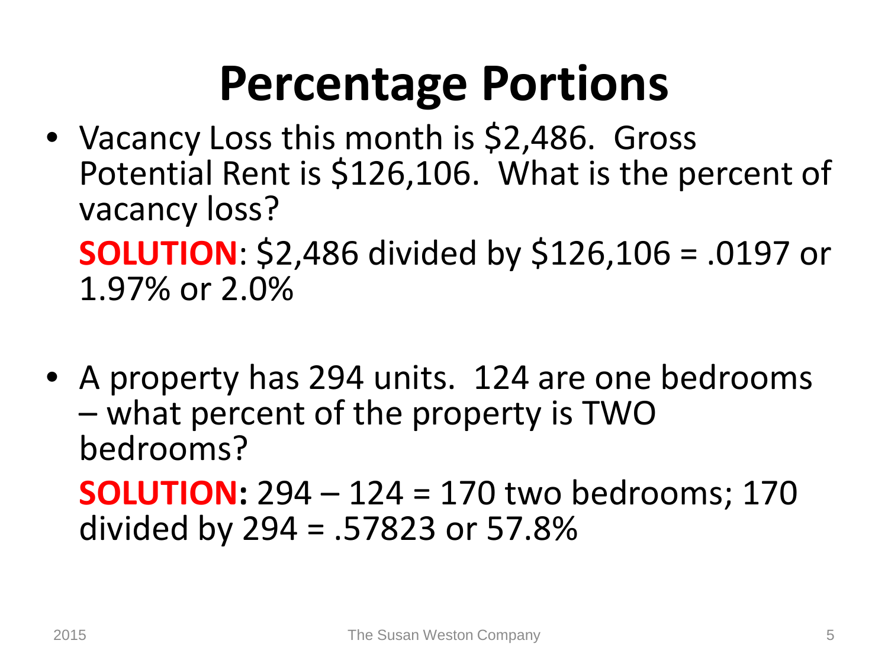# Percentage Portions

- Vacancy Loss this month is $2,486. Gross Potential Rent is $126,106. What is the percent of vacancy loss?

  **SOLUTION**: $2,486 divided by $126,106 = .0197 or 1.97% or 2.0%

- A property has 294 units. 124 are one bedrooms – what percent of the property is TWO bedrooms?

  **SOLUTION:** 294 – 124 = 170 two bedrooms; 170 divided by 294 = .57823 or 57.8%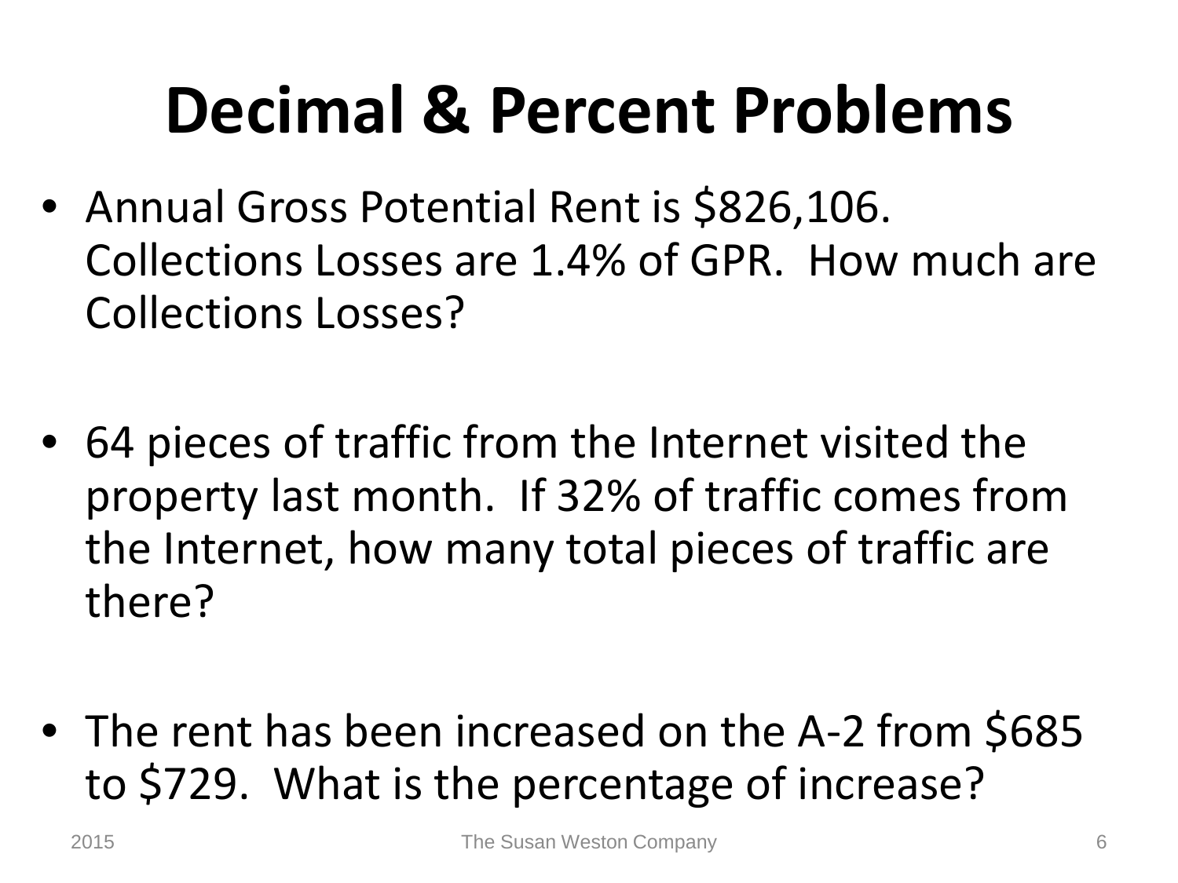# Decimal & Percent Problems

- Annual Gross Potential Rent is $826,106. Collections Losses are 1.4% of GPR. How much are Collections Losses?

- 64 pieces of traffic from the Internet visited the property last month. If 32% of traffic comes from the Internet, how many total pieces of traffic are there?

- The rent has been increased on the A-2 from $685 to $729. What is the percentage of increase?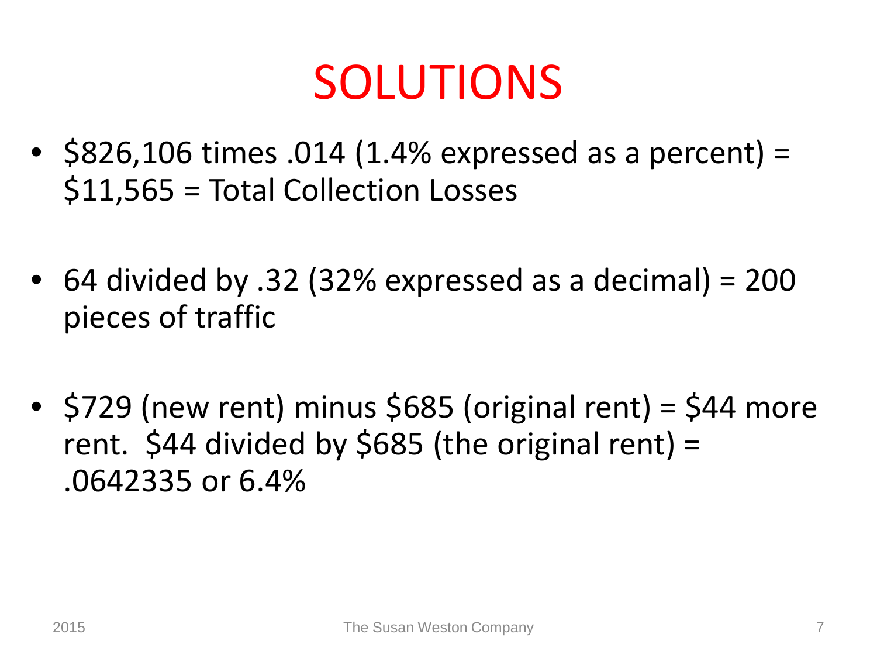# SOLUTIONS

- $826,106 times .014 (1.4% expressed as a percent) = $11,565 = Total Collection Losses

- 64 divided by .32 (32% expressed as a decimal) = 200 pieces of traffic

- $729 (new rent) minus $685 (original rent) = $44 more rent. $44 divided by $685 (the original rent) = .0642335 or 6.4%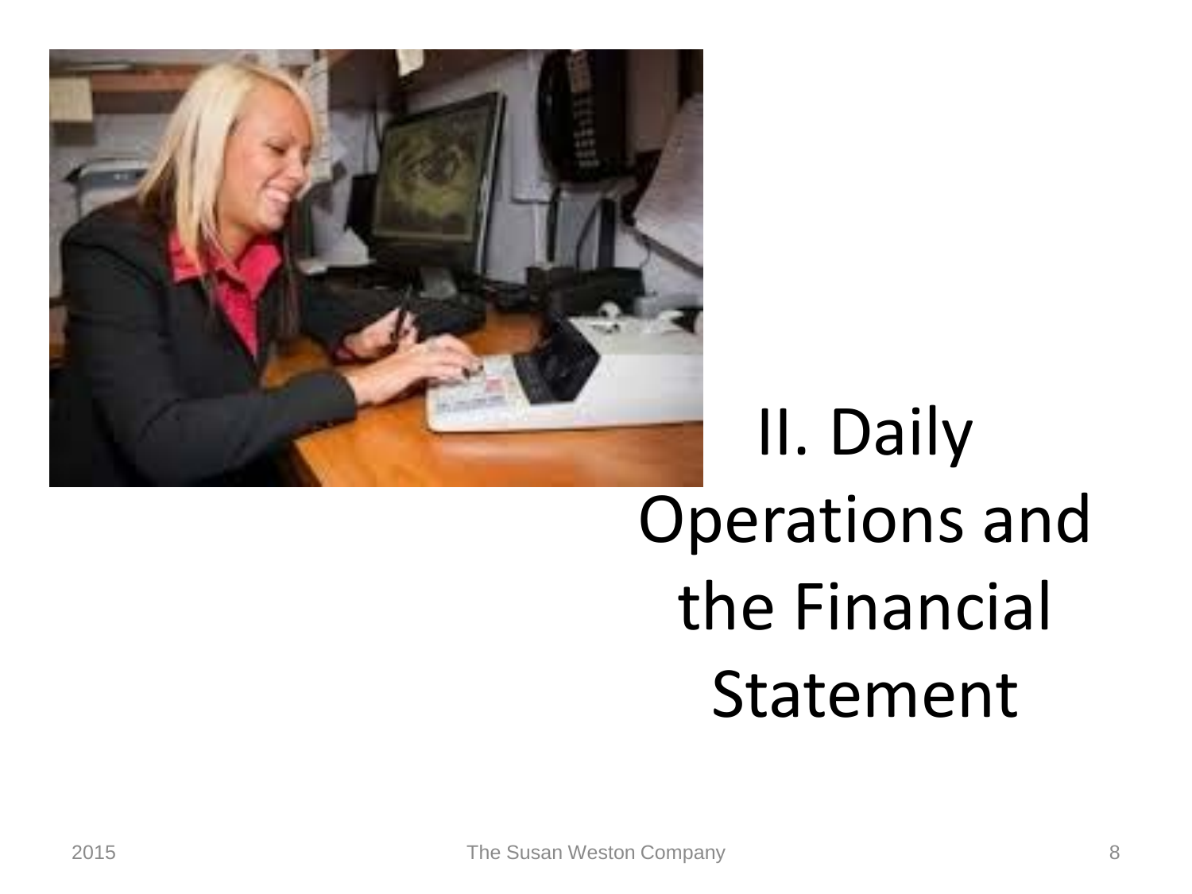# II. Daily Operations and the Financial Statement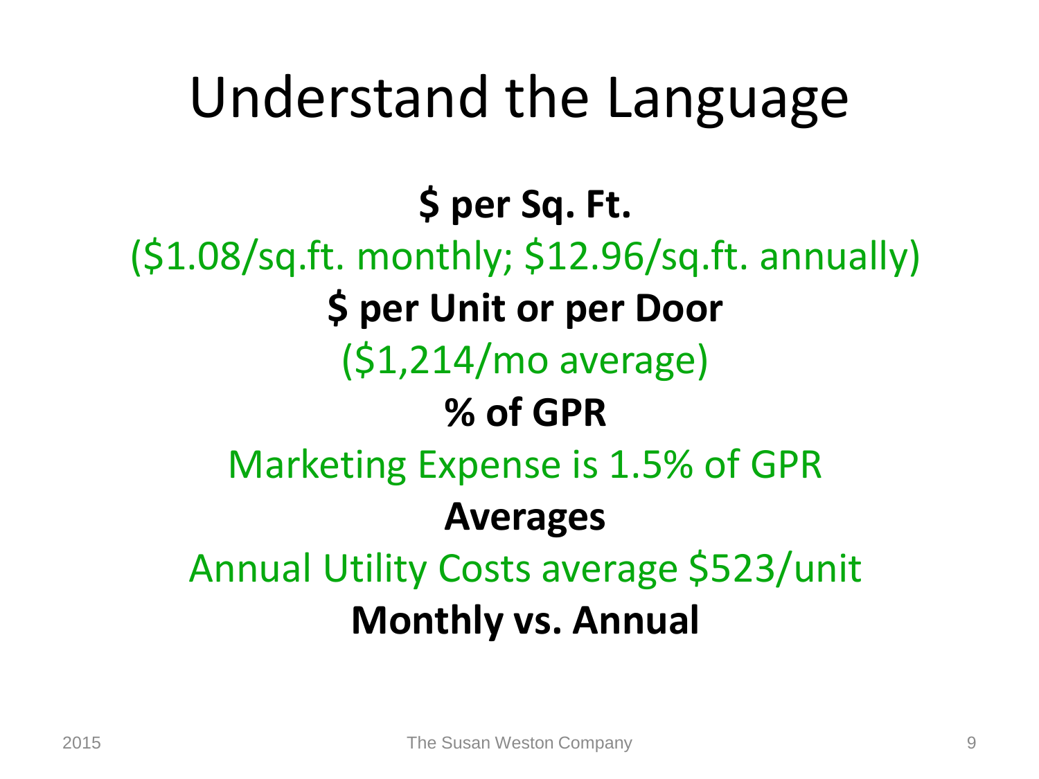# Understand the Language

**$ per Sq. Ft.**

($1.08/sq.ft. monthly; $12.96/sq.ft. annually)

**$ per Unit or per Door**

($1,214/mo average)

**% of GPR**

Marketing Expense is 1.5% of GPR

**Averages**

Annual Utility Costs average $523/unit

**Monthly vs. Annual**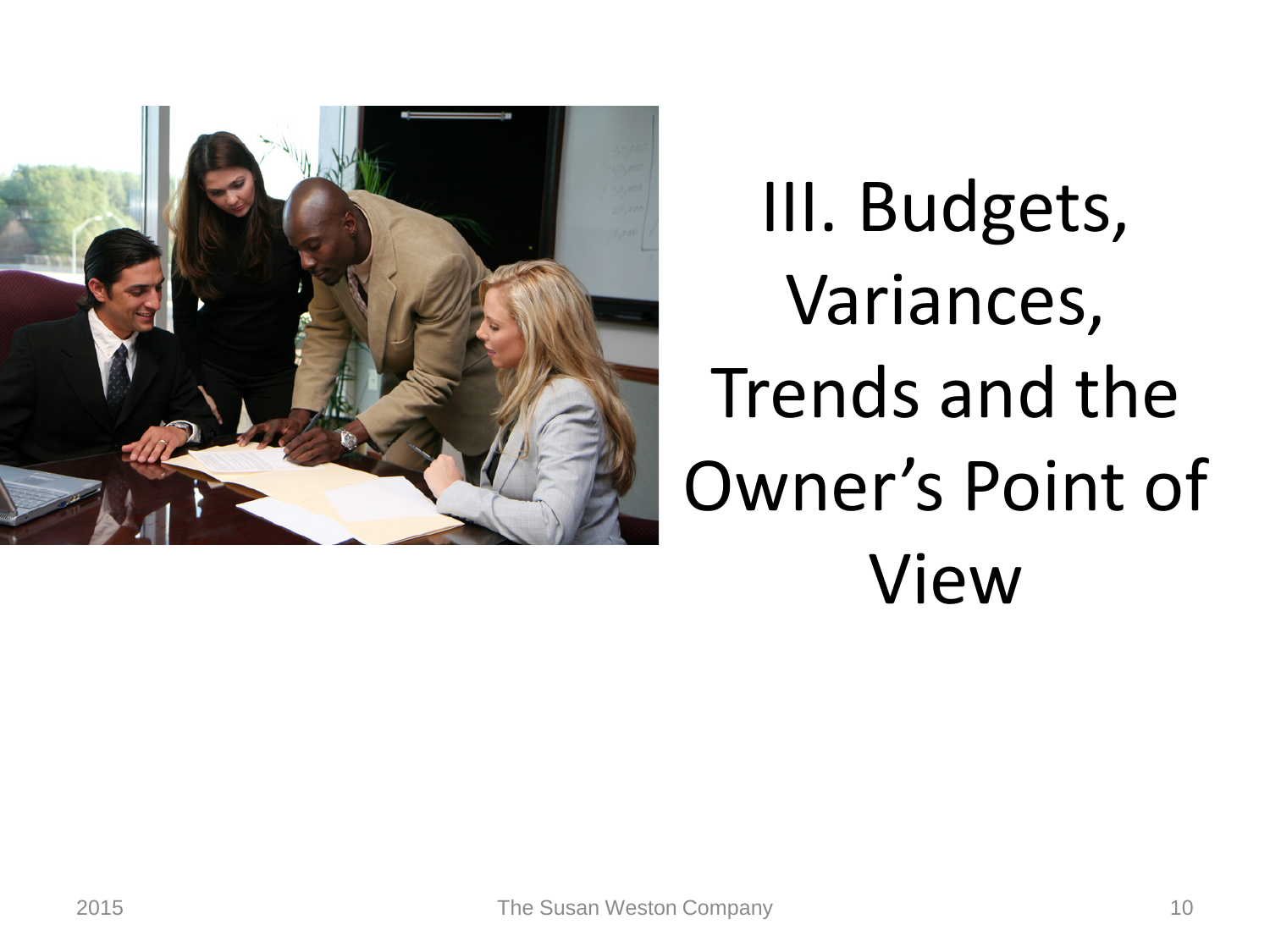# III. Budgets, Variances, Trends and the Owner's Point of View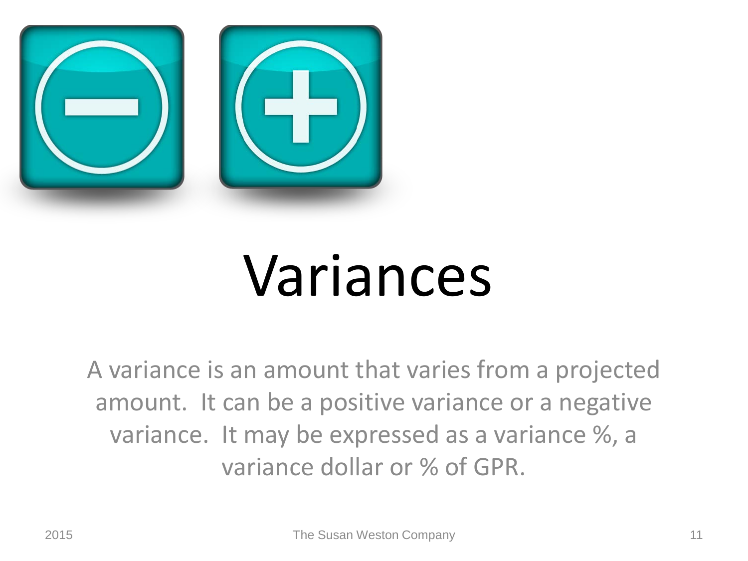# Variances

A variance is an amount that varies from a projected amount. It can be a positive variance or a negative variance. It may be expressed as a variance %, a variance dollar or % of GPR.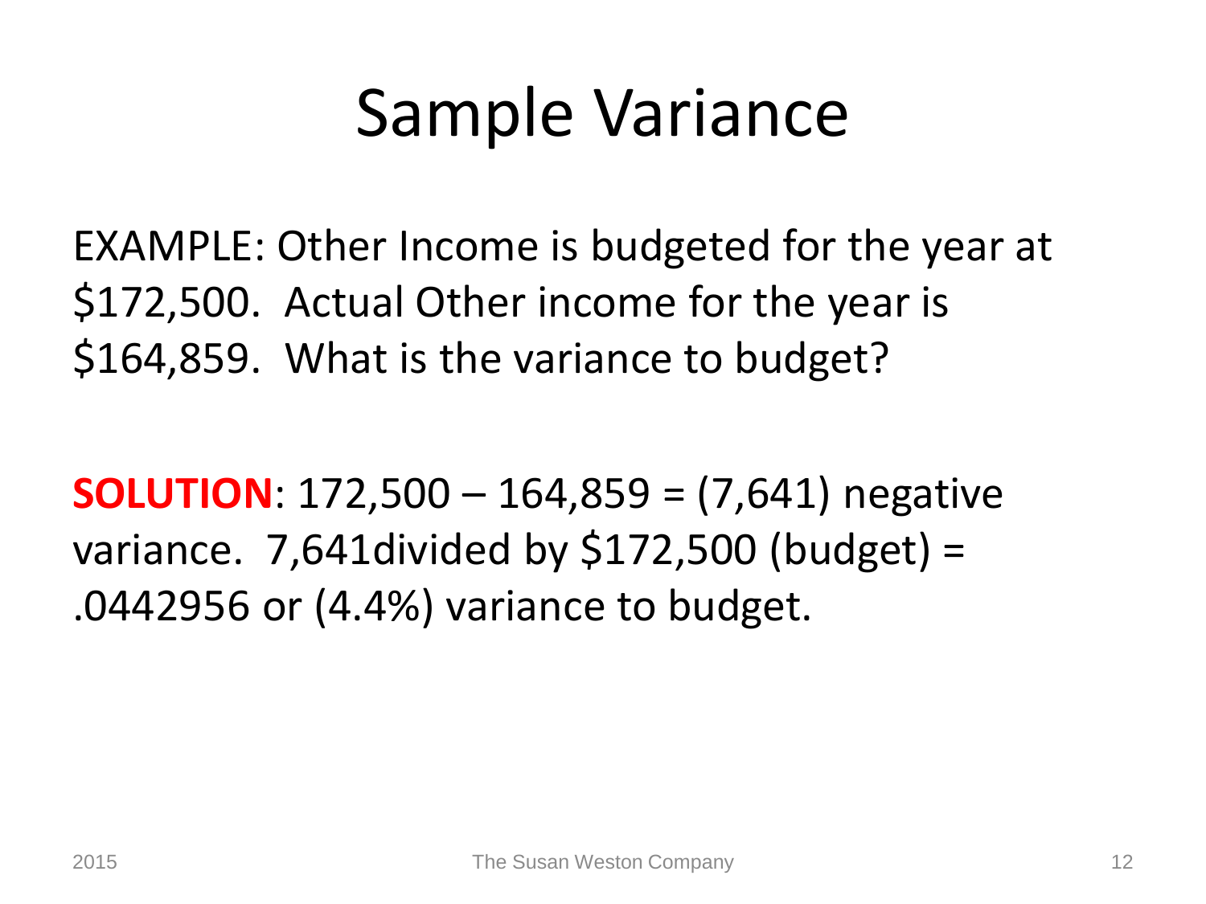# Sample Variance

EXAMPLE: Other Income is budgeted for the year at $172,500. Actual Other income for the year is $164,859. What is the variance to budget?

**SOLUTION**: 172,500 – 164,859 = (7,641) negative variance. 7,641divided by $172,500 (budget) = .0442956 or (4.4%) variance to budget.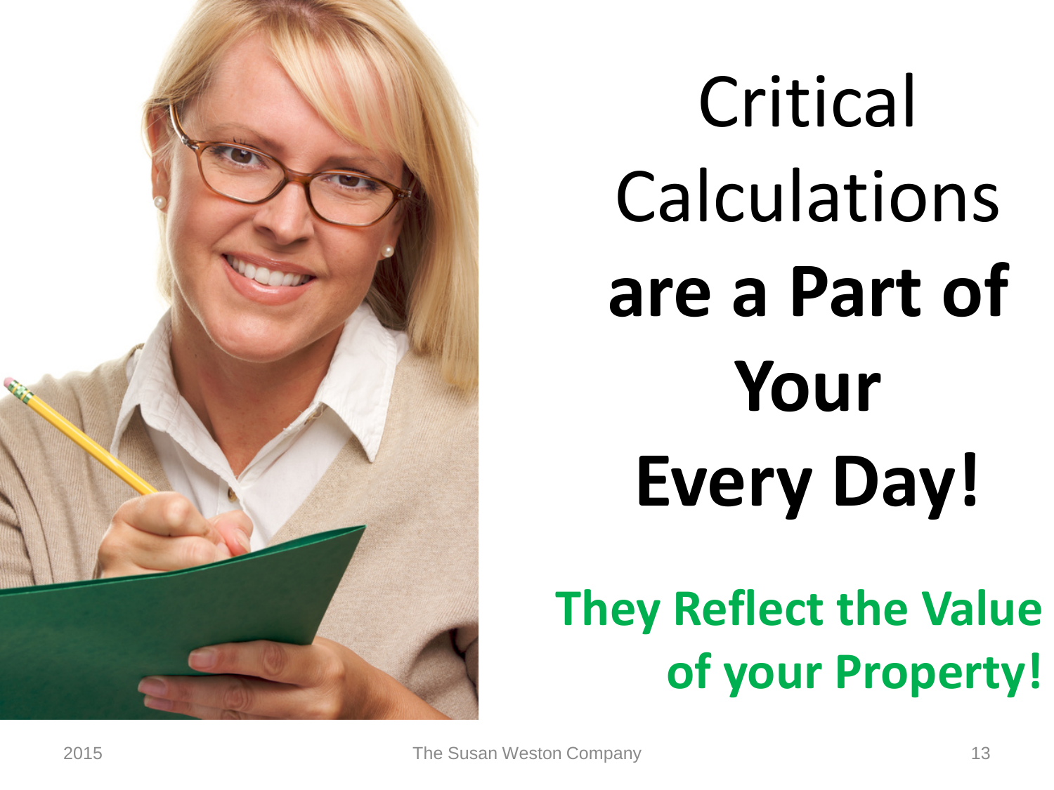# Critical Calculations **are a Part of Your Every Day!**

**They Reflect the Value of your Property!**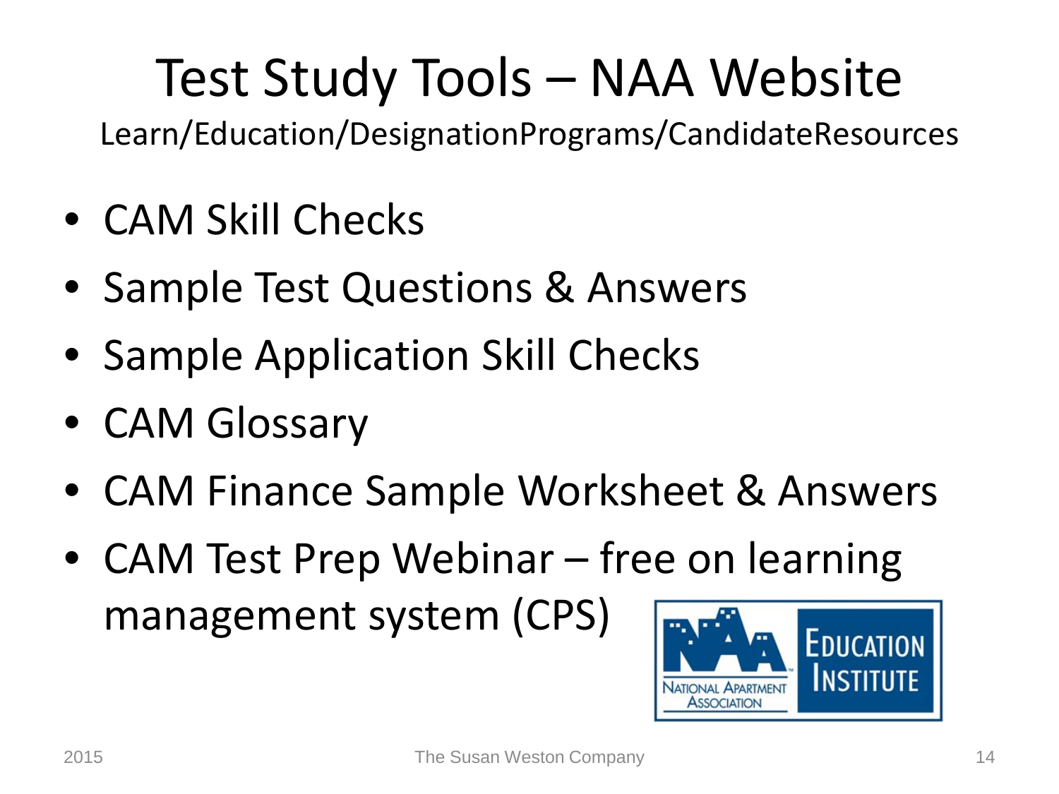# Test Study Tools – NAA Website

Learn/Education/DesignationPrograms/CandidateResources

- CAM Skill Checks
- Sample Test Questions & Answers
- Sample Application Skill Checks
- CAM Glossary
- CAM Finance Sample Worksheet & Answers
- CAM Test Prep Webinar – free on learning management system (CPS)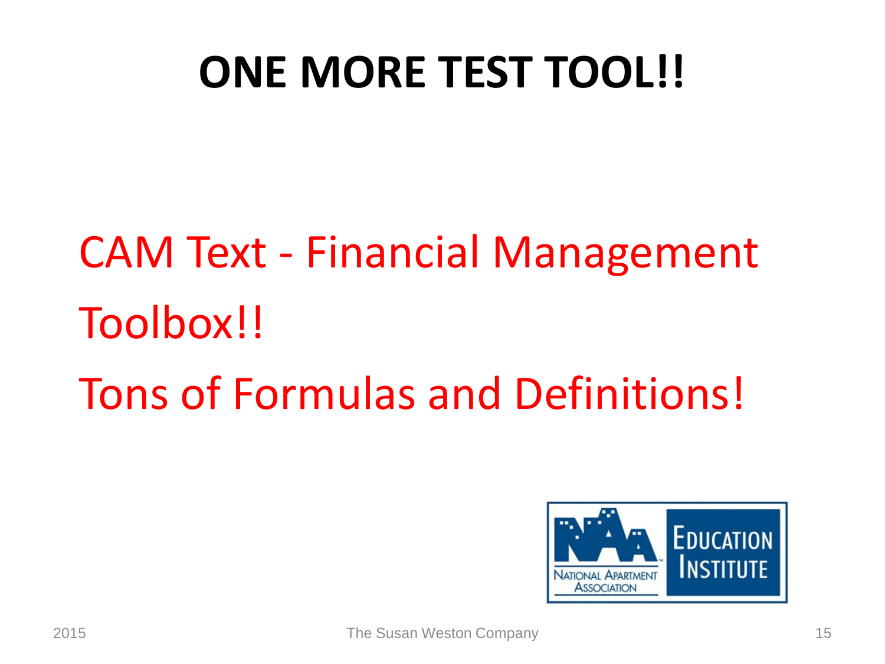# ONE MORE TEST TOOL!!

CAM Text - Financial Management Toolbox!!

Tons of Formulas and Definitions!